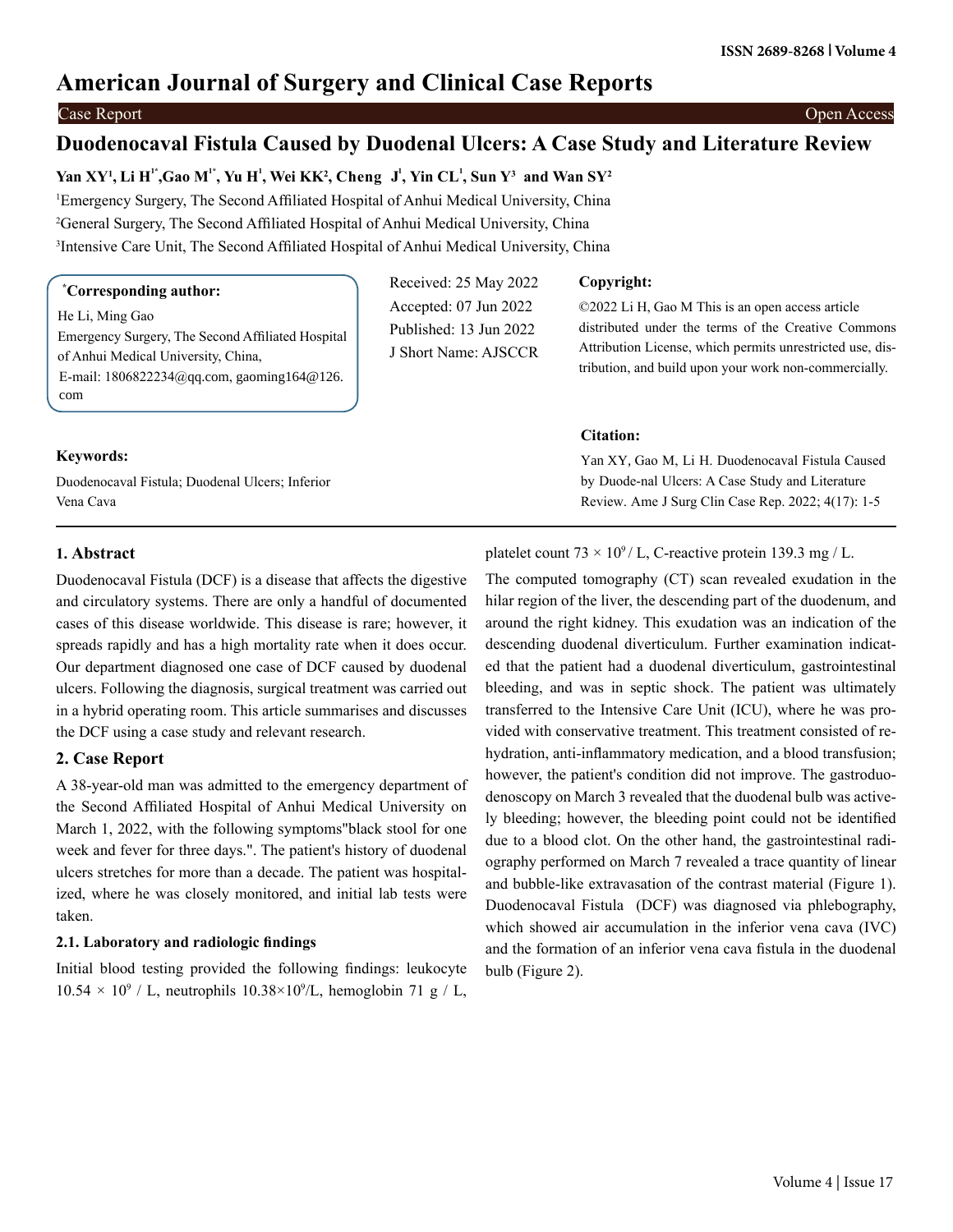# American Journal of Surgery and Clinical Case Reports

Case Report

Open Access

## Duodenocaval Fistula Caused by Duodenal Ulcers: A Case Study and Literature Review

**Yan XY[1], Li H[1*], Gao M[1*], Yu H[1], Wei KK[2], Cheng J[1], Yin CL[1], Sun Y[3] and Wan SY[2]**

[1]Emergency Surgery, The Second Affiliated Hospital of Anhui Medical University, China

[2]General Surgery, The Second Affiliated Hospital of Anhui Medical University, China

[3]Intensive Care Unit, The Second Affiliated Hospital of Anhui Medical University, China

**\*Corresponding author:**

He Li, Ming Gao

Emergency Surgery, The Second Affiliated Hospital of Anhui Medical University, China,

E-mail: 1806822234@qq.com, gaoming164@126.com

Received: 25 May 2022

Accepted: 07 Jun 2022

Published: 13 Jun 2022

J Short Name: AJSCCR

**Copyright:**

©2022 Li H, Gao M This is an open access article distributed under the terms of the Creative Commons Attribution License, which permits unrestricted use, distribution, and build upon your work non-commercially.

**Citation:**

Yan XY, Gao M, Li H. Duodenocaval Fistula Caused by Duode-nal Ulcers: A Case Study and Literature Review. Ame J Surg Clin Case Rep. 2022; 4(17): 1-5

**Keywords:**

Duodenocaval Fistula; Duodenal Ulcers; Inferior Vena Cava

## 1. Abstract

Duodenocaval Fistula (DCF) is a disease that affects the digestive and circulatory systems. There are only a handful of documented cases of this disease worldwide. This disease is rare; however, it spreads rapidly and has a high mortality rate when it does occur. Our department diagnosed one case of DCF caused by duodenal ulcers. Following the diagnosis, surgical treatment was carried out in a hybrid operating room. This article summarises and discusses the DCF using a case study and relevant research.

## 2. Case Report

A 38-year-old man was admitted to the emergency department of the Second Affiliated Hospital of Anhui Medical University on March 1, 2022, with the following symptoms"black stool for one week and fever for three days.". The patient's history of duodenal ulcers stretches for more than a decade. The patient was hospitalized, where he was closely monitored, and initial lab tests were taken.

### 2.1. Laboratory and radiologic findings

Initial blood testing provided the following findings: leukocyte $10.54 \times 10^9$ / L, neutrophils $10.38 \times 10^9$/L, hemoglobin 71 g / L, platelet count $73 \times 10^9$ / L, C-reactive protein 139.3 mg / L.

The computed tomography (CT) scan revealed exudation in the hilar region of the liver, the descending part of the duodenum, and around the right kidney. This exudation was an indication of the descending duodenal diverticulum. Further examination indicated that the patient had a duodenal diverticulum, gastrointestinal bleeding, and was in septic shock. The patient was ultimately transferred to the Intensive Care Unit (ICU), where he was provided with conservative treatment. This treatment consisted of rehydration, anti-inflammatory medication, and a blood transfusion; however, the patient's condition did not improve. The gastroduodenoscopy on March 3 revealed that the duodenal bulb was actively bleeding; however, the bleeding point could not be identified due to a blood clot. On the other hand, the gastrointestinal radiography performed on March 7 revealed a trace quantity of linear and bubble-like extravasation of the contrast material (Figure 1). Duodenocaval Fistula (DCF) was diagnosed via phlebography, which showed air accumulation in the inferior vena cava (IVC) and the formation of an inferior vena cava fistula in the duodenal bulb (Figure 2).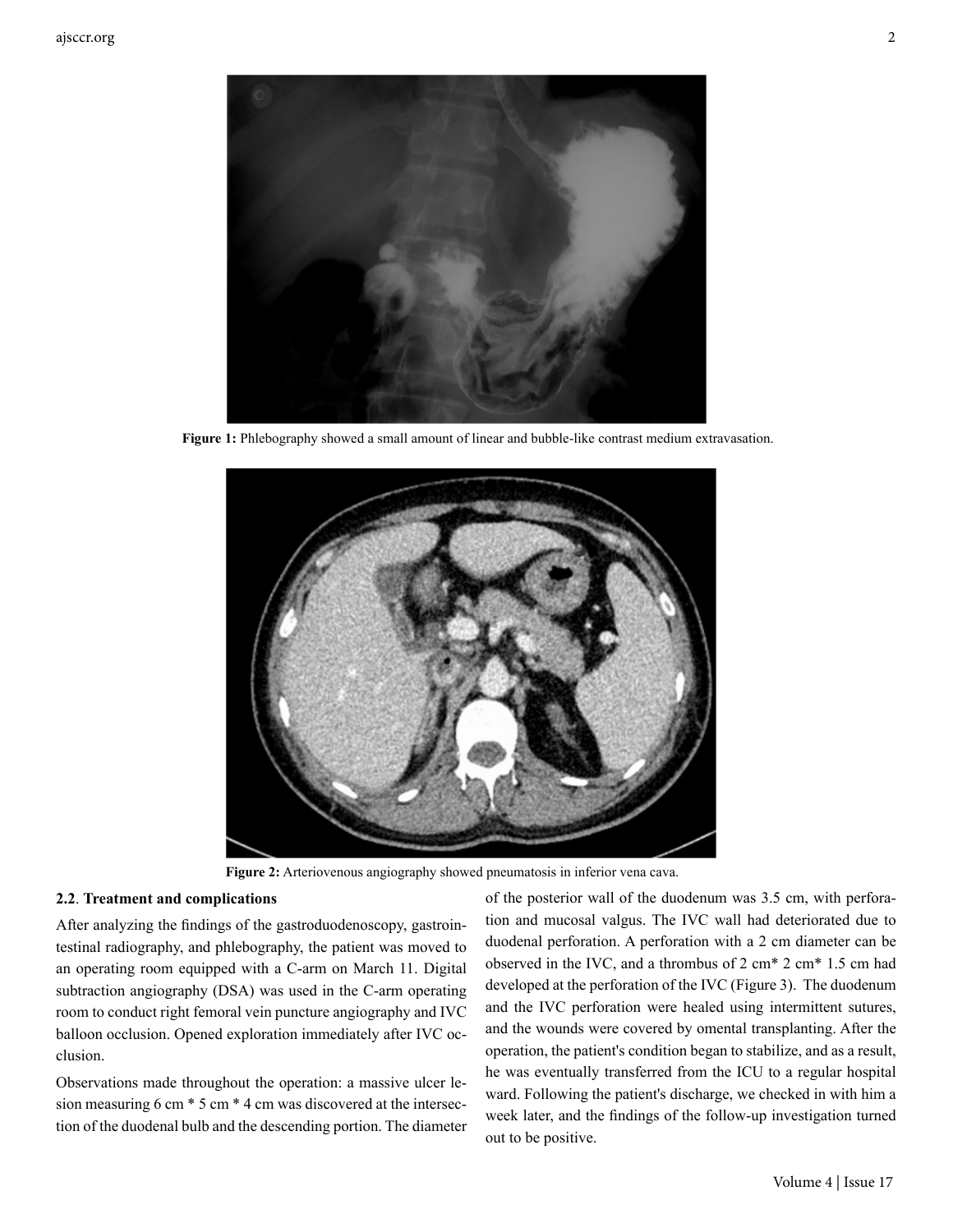Figure 1: Phlebography showed a small amount of linear and bubble-like contrast medium extravasation.

Figure 2: Arteriovenous angiography showed pneumatosis in inferior vena cava.

## 2.2. Treatment and complications

After analyzing the findings of the gastroduodenoscopy, gastrointestinal radiography, and phlebography, the patient was moved to an operating room equipped with a C-arm on March 11. Digital subtraction angiography (DSA) was used in the C-arm operating room to conduct right femoral vein puncture angiography and IVC balloon occlusion. Opened exploration immediately after IVC occlusion.

Observations made throughout the operation: a massive ulcer lesion measuring 6 cm * 5 cm * 4 cm was discovered at the intersection of the duodenal bulb and the descending portion. The diameter of the posterior wall of the duodenum was 3.5 cm, with perforation and mucosal valgus. The IVC wall had deteriorated due to duodenal perforation. A perforation with a 2 cm diameter can be observed in the IVC, and a thrombus of 2 cm* 2 cm* 1.5 cm had developed at the perforation of the IVC (Figure 3). The duodenum and the IVC perforation were healed using intermittent sutures, and the wounds were covered by omental transplanting. After the operation, the patient's condition began to stabilize, and as a result, he was eventually transferred from the ICU to a regular hospital ward. Following the patient's discharge, we checked in with him a week later, and the findings of the follow-up investigation turned out to be positive.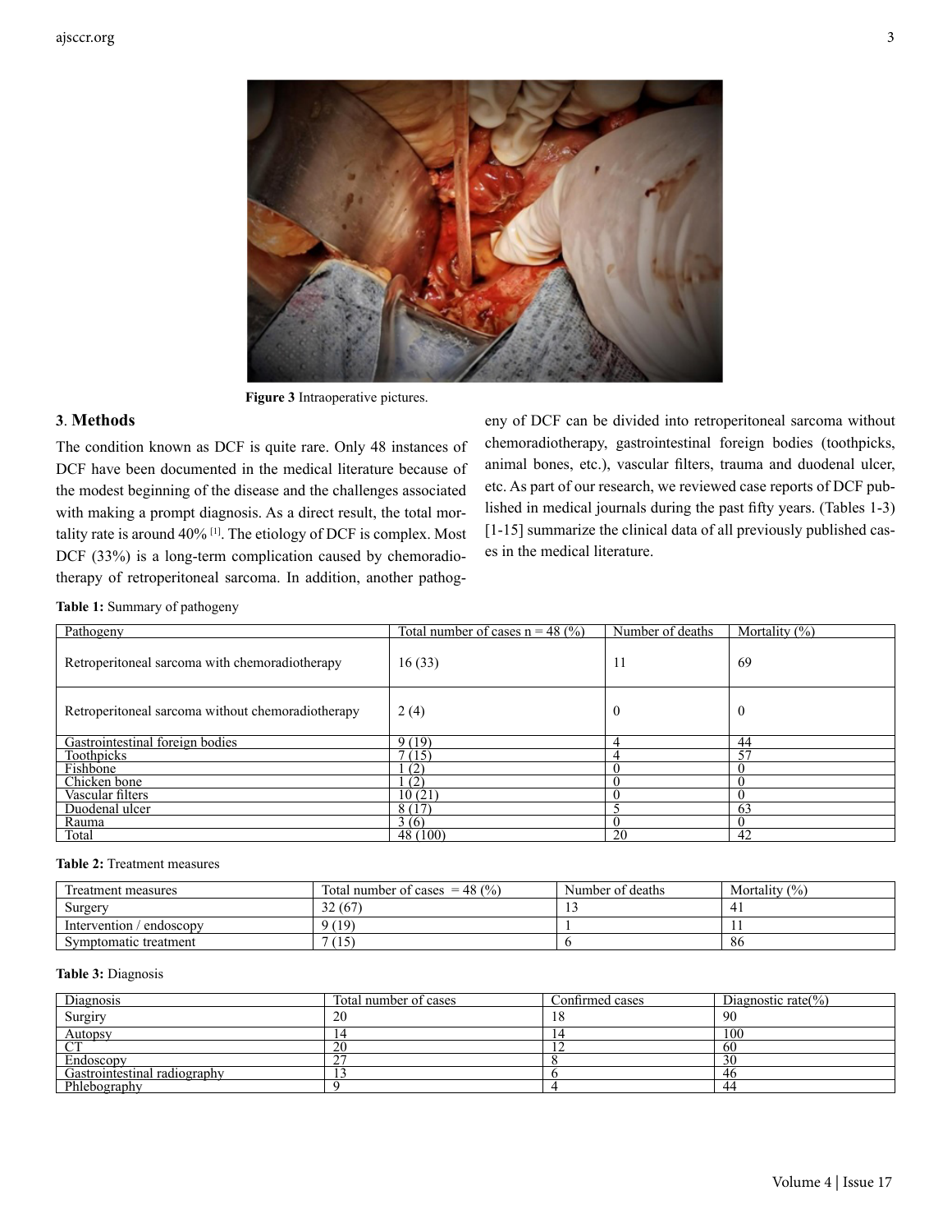Figure 3 Intraoperative pictures.

## 3. Methods

The condition known as DCF is quite rare. Only 48 instances of DCF have been documented in the medical literature because of the modest beginning of the disease and the challenges associated with making a prompt diagnosis. As a direct result, the total mortality rate is around 40% [1]. The etiology of DCF is complex. Most DCF (33%) is a long-term complication caused by chemoradiotherapy of retroperitoneal sarcoma. In addition, another pathogeny of DCF can be divided into retroperitoneal sarcoma without chemoradiotherapy, gastrointestinal foreign bodies (toothpicks, animal bones, etc.), vascular filters, trauma and duodenal ulcer, etc. As part of our research, we reviewed case reports of DCF published in medical journals during the past fifty years. (Tables 1-3) [1-15] summarize the clinical data of all previously published cases in the medical literature.

**Table 1:** Summary of pathogeny

| Pathogeny | Total number of cases n = 48 (%) | Number of deaths | Mortality (%) |
|---|---|---|---|
| Retroperitoneal sarcoma with chemoradiotherapy | 16 (33) | 11 | 69 |
| Retroperitoneal sarcoma without chemoradiotherapy | 2 (4) | 0 | 0 |
| Gastrointestinal foreign bodies | 9 (19) | 4 | 44 |
| Toothpicks | 7 (15) | 4 | 57 |
| Fishbone | 1 (2) | 0 | 0 |
| Chicken bone | 1 (2) | 0 | 0 |
| Vascular filters | 10 (21) | 0 | 0 |
| Duodenal ulcer | 8 (17) | 5 | 63 |
| Rauma | 3 (6) | 0 | 0 |
| Total | 48 (100) | 20 | 42 |

**Table 2:** Treatment measures

| Treatment measures | Total number of cases = 48 (%) | Number of deaths | Mortality (%) |
|---|---|---|---|
| Surgery | 32 (67) | 13 | 41 |
| Intervention / endoscopy | 9 (19) | 1 | 11 |
| Symptomatic treatment | 7 (15) | 6 | 86 |

**Table 3:** Diagnosis

| Diagnosis | Total number of cases | Confirmed cases | Diagnostic rate(%) |
|---|---|---|---|
| Surgiry | 20 | 18 | 90 |
| Autopsy | 14 | 14 | 100 |
| CT | 20 | 12 | 60 |
| Endoscopy | 27 | 8 | 30 |
| Gastrointestinal radiography | 13 | 6 | 46 |
| Phlebography | 9 | 4 | 44 |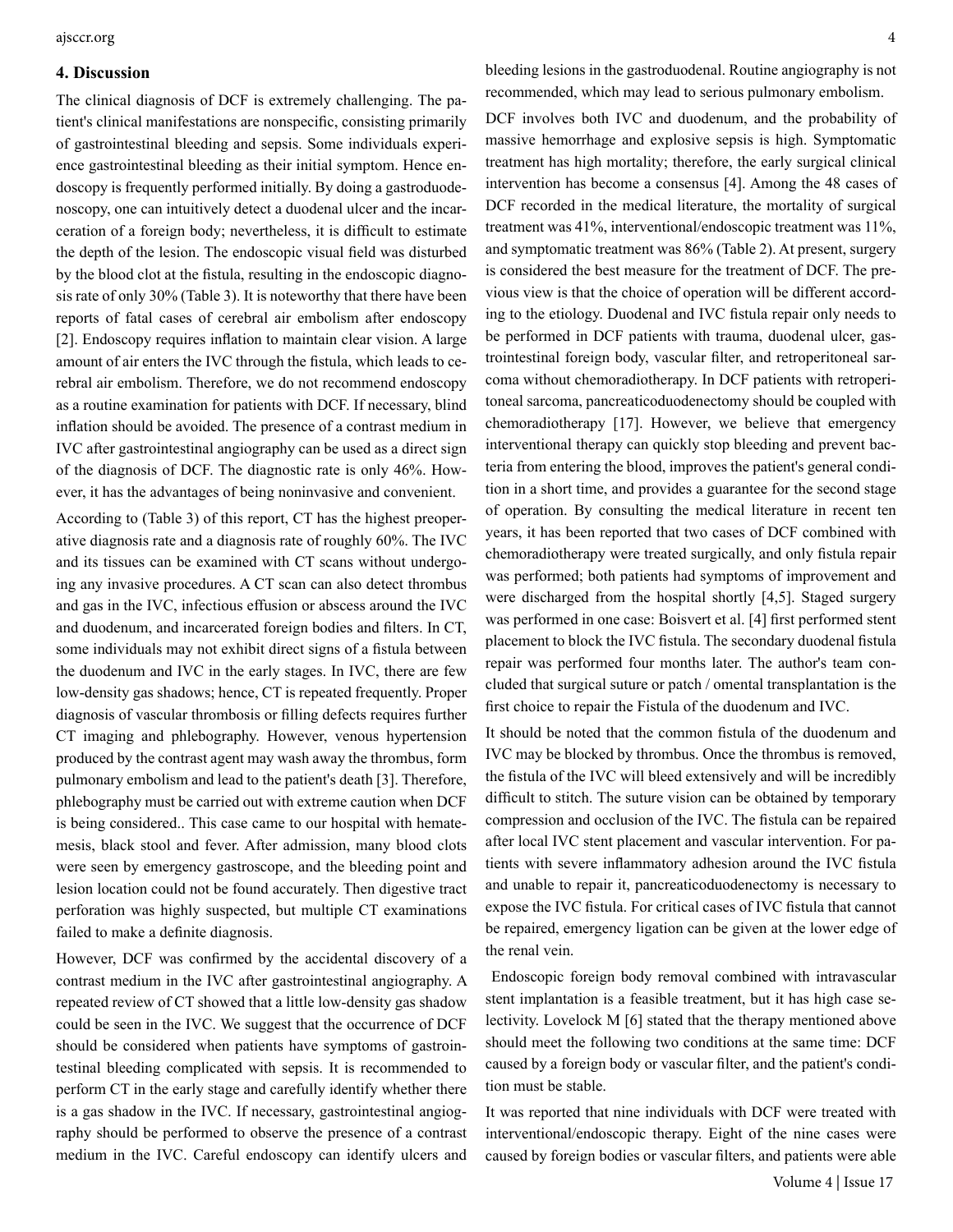## 4. Discussion

The clinical diagnosis of DCF is extremely challenging. The patient's clinical manifestations are nonspecific, consisting primarily of gastrointestinal bleeding and sepsis. Some individuals experience gastrointestinal bleeding as their initial symptom. Hence endoscopy is frequently performed initially. By doing a gastroduodenoscopy, one can intuitively detect a duodenal ulcer and the incarceration of a foreign body; nevertheless, it is difficult to estimate the depth of the lesion. The endoscopic visual field was disturbed by the blood clot at the fistula, resulting in the endoscopic diagnosis rate of only 30% (Table 3). It is noteworthy that there have been reports of fatal cases of cerebral air embolism after endoscopy [2]. Endoscopy requires inflation to maintain clear vision. A large amount of air enters the IVC through the fistula, which leads to cerebral air embolism. Therefore, we do not recommend endoscopy as a routine examination for patients with DCF. If necessary, blind inflation should be avoided. The presence of a contrast medium in IVC after gastrointestinal angiography can be used as a direct sign of the diagnosis of DCF. The diagnostic rate is only 46%. However, it has the advantages of being noninvasive and convenient.

According to (Table 3) of this report, CT has the highest preoperative diagnosis rate and a diagnosis rate of roughly 60%. The IVC and its tissues can be examined with CT scans without undergoing any invasive procedures. A CT scan can also detect thrombus and gas in the IVC, infectious effusion or abscess around the IVC and duodenum, and incarcerated foreign bodies and filters. In CT, some individuals may not exhibit direct signs of a fistula between the duodenum and IVC in the early stages. In IVC, there are few low-density gas shadows; hence, CT is repeated frequently. Proper diagnosis of vascular thrombosis or filling defects requires further CT imaging and phlebography. However, venous hypertension produced by the contrast agent may wash away the thrombus, form pulmonary embolism and lead to the patient's death [3]. Therefore, phlebography must be carried out with extreme caution when DCF is being considered.. This case came to our hospital with hematemesis, black stool and fever. After admission, many blood clots were seen by emergency gastroscope, and the bleeding point and lesion location could not be found accurately. Then digestive tract perforation was highly suspected, but multiple CT examinations failed to make a definite diagnosis.

However, DCF was confirmed by the accidental discovery of a contrast medium in the IVC after gastrointestinal angiography. A repeated review of CT showed that a little low-density gas shadow could be seen in the IVC. We suggest that the occurrence of DCF should be considered when patients have symptoms of gastrointestinal bleeding complicated with sepsis. It is recommended to perform CT in the early stage and carefully identify whether there is a gas shadow in the IVC. If necessary, gastrointestinal angiography should be performed to observe the presence of a contrast medium in the IVC. Careful endoscopy can identify ulcers and bleeding lesions in the gastroduodenal. Routine angiography is not recommended, which may lead to serious pulmonary embolism.

DCF involves both IVC and duodenum, and the probability of massive hemorrhage and explosive sepsis is high. Symptomatic treatment has high mortality; therefore, the early surgical clinical intervention has become a consensus [4]. Among the 48 cases of DCF recorded in the medical literature, the mortality of surgical treatment was 41%, interventional/endoscopic treatment was 11%, and symptomatic treatment was 86% (Table 2). At present, surgery is considered the best measure for the treatment of DCF. The previous view is that the choice of operation will be different according to the etiology. Duodenal and IVC fistula repair only needs to be performed in DCF patients with trauma, duodenal ulcer, gastrointestinal foreign body, vascular filter, and retroperitoneal sarcoma without chemoradiotherapy. In DCF patients with retroperitoneal sarcoma, pancreaticoduodenectomy should be coupled with chemoradiotherapy [17]. However, we believe that emergency interventional therapy can quickly stop bleeding and prevent bacteria from entering the blood, improves the patient's general condition in a short time, and provides a guarantee for the second stage of operation. By consulting the medical literature in recent ten years, it has been reported that two cases of DCF combined with chemoradiotherapy were treated surgically, and only fistula repair was performed; both patients had symptoms of improvement and were discharged from the hospital shortly [4,5]. Staged surgery was performed in one case: Boisvert et al. [4] first performed stent placement to block the IVC fistula. The secondary duodenal fistula repair was performed four months later. The author's team concluded that surgical suture or patch / omental transplantation is the first choice to repair the Fistula of the duodenum and IVC.

It should be noted that the common fistula of the duodenum and IVC may be blocked by thrombus. Once the thrombus is removed, the fistula of the IVC will bleed extensively and will be incredibly difficult to stitch. The suture vision can be obtained by temporary compression and occlusion of the IVC. The fistula can be repaired after local IVC stent placement and vascular intervention. For patients with severe inflammatory adhesion around the IVC fistula and unable to repair it, pancreaticoduodenectomy is necessary to expose the IVC fistula. For critical cases of IVC fistula that cannot be repaired, emergency ligation can be given at the lower edge of the renal vein.

Endoscopic foreign body removal combined with intravascular stent implantation is a feasible treatment, but it has high case selectivity. Lovelock M [6] stated that the therapy mentioned above should meet the following two conditions at the same time: DCF caused by a foreign body or vascular filter, and the patient's condition must be stable.

It was reported that nine individuals with DCF were treated with interventional/endoscopic therapy. Eight of the nine cases were caused by foreign bodies or vascular filters, and patients were able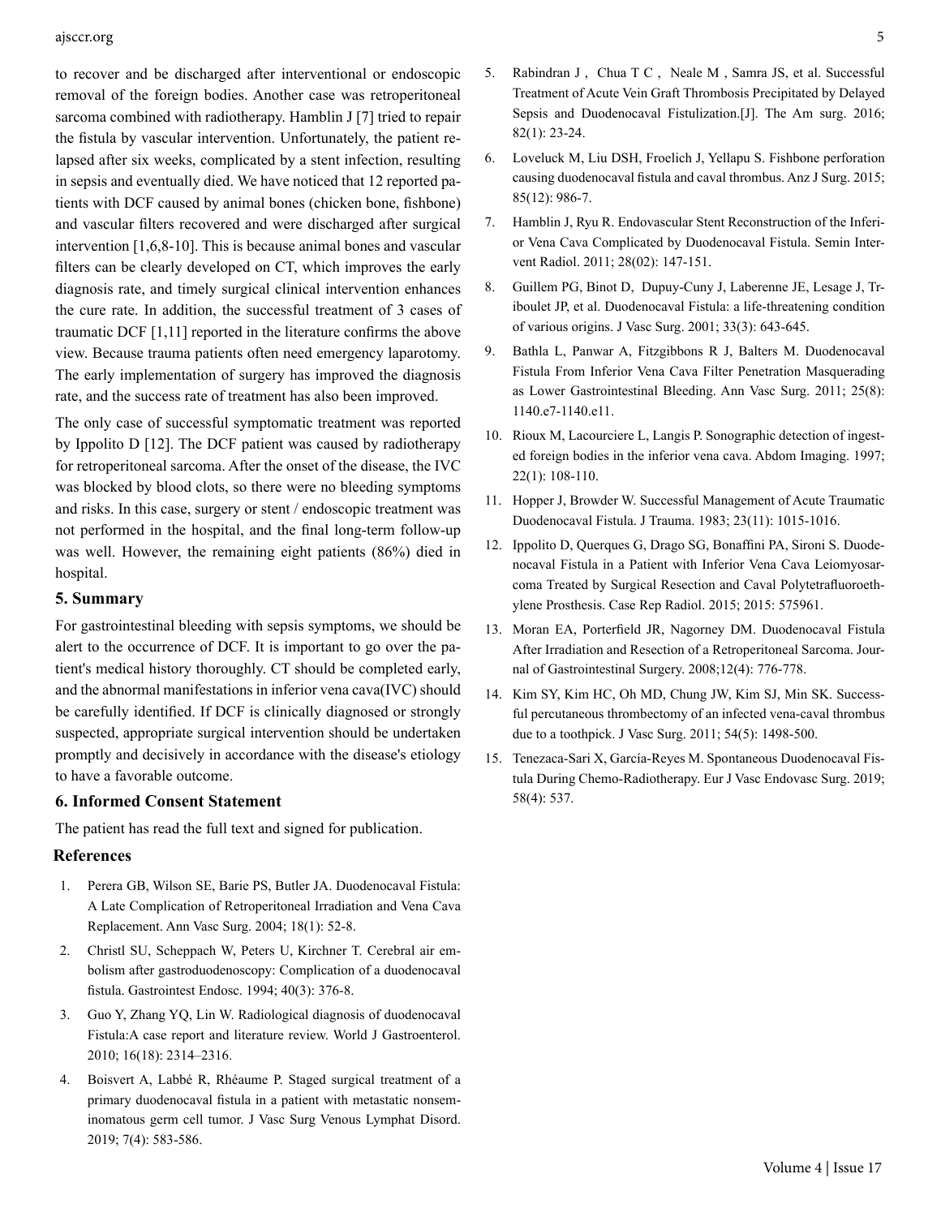to recover and be discharged after interventional or endoscopic removal of the foreign bodies. Another case was retroperitoneal sarcoma combined with radiotherapy. Hamblin J [7] tried to repair the fistula by vascular intervention. Unfortunately, the patient relapsed after six weeks, complicated by a stent infection, resulting in sepsis and eventually died. We have noticed that 12 reported patients with DCF caused by animal bones (chicken bone, fishbone) and vascular filters recovered and were discharged after surgical intervention [1,6,8-10]. This is because animal bones and vascular filters can be clearly developed on CT, which improves the early diagnosis rate, and timely surgical clinical intervention enhances the cure rate. In addition, the successful treatment of 3 cases of traumatic DCF [1,11] reported in the literature confirms the above view. Because trauma patients often need emergency laparotomy. The early implementation of surgery has improved the diagnosis rate, and the success rate of treatment has also been improved.

The only case of successful symptomatic treatment was reported by Ippolito D [12]. The DCF patient was caused by radiotherapy for retroperitoneal sarcoma. After the onset of the disease, the IVC was blocked by blood clots, so there were no bleeding symptoms and risks. In this case, surgery or stent / endoscopic treatment was not performed in the hospital, and the final long-term follow-up was well. However, the remaining eight patients (86%) died in hospital.

## 5. Summary

For gastrointestinal bleeding with sepsis symptoms, we should be alert to the occurrence of DCF. It is important to go over the patient's medical history thoroughly. CT should be completed early, and the abnormal manifestations in inferior vena cava(IVC) should be carefully identified. If DCF is clinically diagnosed or strongly suspected, appropriate surgical intervention should be undertaken promptly and decisively in accordance with the disease's etiology to have a favorable outcome.

## 6. Informed Consent Statement

The patient has read the full text and signed for publication.

## References

1. Perera GB, Wilson SE, Barie PS, Butler JA. Duodenocaval Fistula: A Late Complication of Retroperitoneal Irradiation and Vena Cava Replacement. Ann Vasc Surg. 2004; 18(1): 52-8.
2. Christl SU, Scheppach W, Peters U, Kirchner T. Cerebral air embolism after gastroduodenoscopy: Complication of a duodenocaval fistula. Gastrointest Endosc. 1994; 40(3): 376-8.
3. Guo Y, Zhang YQ, Lin W. Radiological diagnosis of duodenocaval Fistula:A case report and literature review. World J Gastroenterol. 2010; 16(18): 2314–2316.
4. Boisvert A, Labbé R, Rhéaume P. Staged surgical treatment of a primary duodenocaval fistula in a patient with metastatic nonseminomatous germ cell tumor. J Vasc Surg Venous Lymphat Disord. 2019; 7(4): 583-586.
5. Rabindran J , Chua T C , Neale M , Samra JS, et al. Successful Treatment of Acute Vein Graft Thrombosis Precipitated by Delayed Sepsis and Duodenocaval Fistulization.[J]. The Am surg. 2016; 82(1): 23-24.
6. Loveluck M, Liu DSH, Froelich J, Yellapu S. Fishbone perforation causing duodenocaval fistula and caval thrombus. Anz J Surg. 2015; 85(12): 986-7.
7. Hamblin J, Ryu R. Endovascular Stent Reconstruction of the Inferior Vena Cava Complicated by Duodenocaval Fistula. Semin Intervent Radiol. 2011; 28(02): 147-151.
8. Guillem PG, Binot D, Dupuy-Cuny J, Laberenne JE, Lesage J, Triboulet JP, et al. Duodenocaval Fistula: a life-threatening condition of various origins. J Vasc Surg. 2001; 33(3): 643-645.
9. Bathla L, Panwar A, Fitzgibbons R J, Balters M. Duodenocaval Fistula From Inferior Vena Cava Filter Penetration Masquerading as Lower Gastrointestinal Bleeding. Ann Vasc Surg. 2011; 25(8): 1140.e7-1140.e11.
10. Rioux M, Lacourciere L, Langis P. Sonographic detection of ingested foreign bodies in the inferior vena cava. Abdom Imaging. 1997; 22(1): 108-110.
11. Hopper J, Browder W. Successful Management of Acute Traumatic Duodenocaval Fistula. J Trauma. 1983; 23(11): 1015-1016.
12. Ippolito D, Querques G, Drago SG, Bonaffini PA, Sironi S. Duodenocaval Fistula in a Patient with Inferior Vena Cava Leiomyosarcoma Treated by Surgical Resection and Caval Polytetrafluoroethylene Prosthesis. Case Rep Radiol. 2015; 2015: 575961.
13. Moran EA, Porterfield JR, Nagorney DM. Duodenocaval Fistula After Irradiation and Resection of a Retroperitoneal Sarcoma. Journal of Gastrointestinal Surgery. 2008;12(4): 776-778.
14. Kim SY, Kim HC, Oh MD, Chung JW, Kim SJ, Min SK. Successful percutaneous thrombectomy of an infected vena-caval thrombus due to a toothpick. J Vasc Surg. 2011; 54(5): 1498-500.
15. Tenezaca-Sari X, García-Reyes M. Spontaneous Duodenocaval Fistula During Chemo-Radiotherapy. Eur J Vasc Endovasc Surg. 2019; 58(4): 537.